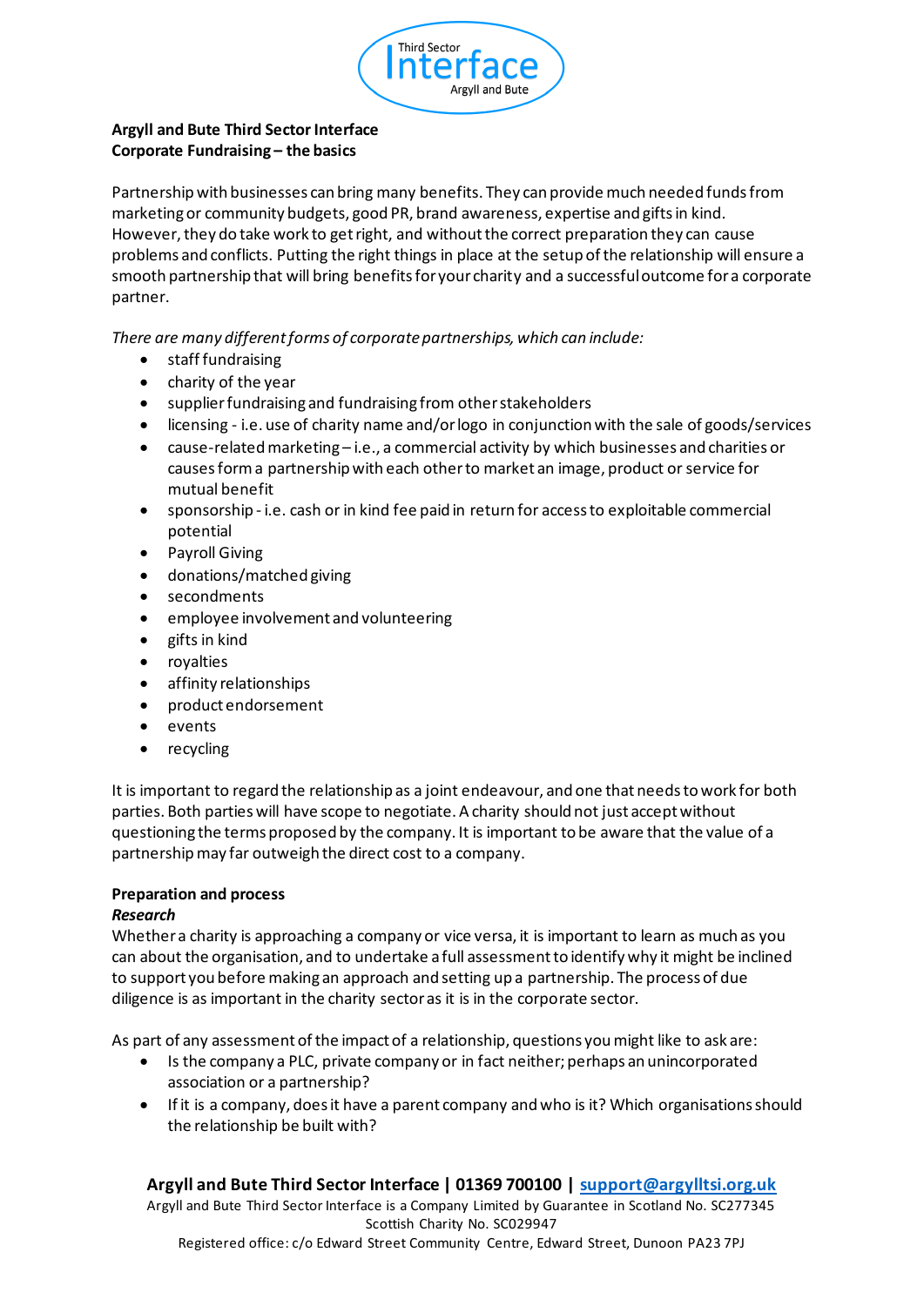**Argyll and Bute Third Sector Interface**
**Corporate Fundraising – the basics**

Partnership with businesses can bring many benefits. They can provide much needed funds from marketing or community budgets, good PR, brand awareness, expertise and gifts in kind. However, they do take work to get right, and without the correct preparation they can cause problems and conflicts. Putting the right things in place at the setup of the relationship will ensure a smooth partnership that will bring benefits for your charity and a successful outcome for a corporate partner.

*There are many different forms of corporate partnerships, which can include:*

- staff fundraising
- charity of the year
- supplier fundraising and fundraising from other stakeholders
- licensing - i.e. use of charity name and/or logo in conjunction with the sale of goods/services
- cause-related marketing – i.e., a commercial activity by which businesses and charities or causes form a partnership with each other to market an image, product or service for mutual benefit
- sponsorship - i.e. cash or in kind fee paid in return for access to exploitable commercial potential
- Payroll Giving
- donations/matched giving
- secondments
- employee involvement and volunteering
- gifts in kind
- royalties
- affinity relationships
- product endorsement
- events
- recycling

It is important to regard the relationship as a joint endeavour, and one that needs to work for both parties. Both parties will have scope to negotiate. A charity should not just accept without questioning the terms proposed by the company. It is important to be aware that the value of a partnership may far outweigh the direct cost to a company.

**Preparation and process**

***Research***

Whether a charity is approaching a company or vice versa, it is important to learn as much as you can about the organisation, and to undertake a full assessment to identify why it might be inclined to support you before making an approach and setting up a partnership. The process of due diligence is as important in the charity sector as it is in the corporate sector.

As part of any assessment of the impact of a relationship, questions you might like to ask are:

- Is the company a PLC, private company or in fact neither; perhaps an unincorporated association or a partnership?
- If it is a company, does it have a parent company and who is it? Which organisations should the relationship be built with?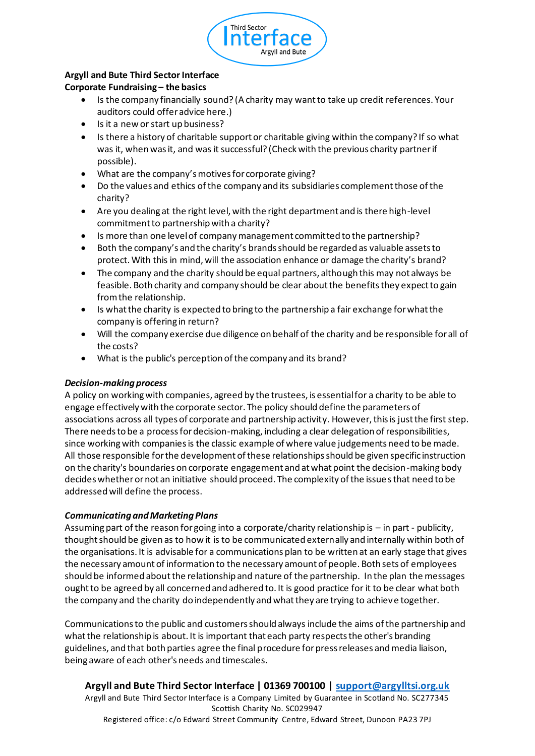**Argyll and Bute Third Sector Interface**
**Corporate Fundraising – the basics**

- Is the company financially sound? (A charity may want to take up credit references. Your auditors could offer advice here.)
- Is it a new or start up business?
- Is there a history of charitable support or charitable giving within the company? If so what was it, when was it, and was it successful? (Check with the previous charity partner if possible).
- What are the company's motives for corporate giving?
- Do the values and ethics of the company and its subsidiaries complement those of the charity?
- Are you dealing at the right level, with the right department and is there high-level commitment to partnership with a charity?
- Is more than one level of company management committed to the partnership?
- Both the company's and the charity's brands should be regarded as valuable assets to protect. With this in mind, will the association enhance or damage the charity's brand?
- The company and the charity should be equal partners, although this may not always be feasible. Both charity and company should be clear about the benefits they expect to gain from the relationship.
- Is what the charity is expected to bring to the partnership a fair exchange for what the company is offering in return?
- Will the company exercise due diligence on behalf of the charity and be responsible for all of the costs?
- What is the public's perception of the company and its brand?

***Decision-making process***

A policy on working with companies, agreed by the trustees, is essential for a charity to be able to engage effectively with the corporate sector. The policy should define the parameters of associations across all types of corporate and partnership activity. However, this is just the first step. There needs to be a process for decision-making, including a clear delegation of responsibilities, since working with companies is the classic example of where value judgements need to be made. All those responsible for the development of these relationships should be given specific instruction on the charity's boundaries on corporate engagement and at what point the decision-making body decides whether or not an initiative should proceed. The complexity of the issues that need to be addressed will define the process.

***Communicating and Marketing Plans***

Assuming part of the reason for going into a corporate/charity relationship is – in part - publicity, thought should be given as to how it is to be communicated externally and internally within both of the organisations. It is advisable for a communications plan to be written at an early stage that gives the necessary amount of information to the necessary amount of people. Both sets of employees should be informed about the relationship and nature of the partnership. In the plan the messages ought to be agreed by all concerned and adhered to. It is good practice for it to be clear what both the company and the charity do independently and what they are trying to achieve together.

Communications to the public and customers should always include the aims of the partnership and what the relationship is about. It is important that each party respects the other's branding guidelines, and that both parties agree the final procedure for press releases and media liaison, being aware of each other's needs and timescales.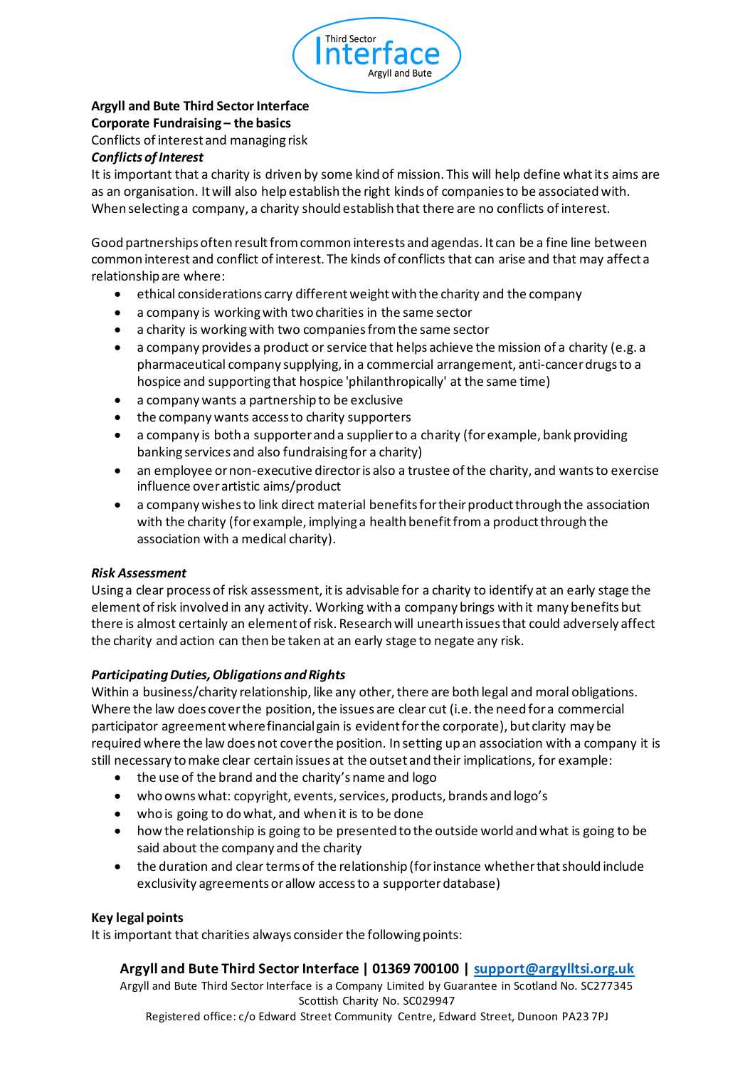**Argyll and Bute Third Sector Interface**
**Corporate Fundraising – the basics**
Conflicts of interest and managing risk

***Conflicts of Interest***

It is important that a charity is driven by some kind of mission. This will help define what its aims are as an organisation. It will also help establish the right kinds of companies to be associated with. When selecting a company, a charity should establish that there are no conflicts of interest.

Good partnerships often result from common interests and agendas. It can be a fine line between common interest and conflict of interest. The kinds of conflicts that can arise and that may affect a relationship are where:

- ethical considerations carry different weight with the charity and the company
- a company is working with two charities in the same sector
- a charity is working with two companies from the same sector
- a company provides a product or service that helps achieve the mission of a charity (e.g. a pharmaceutical company supplying, in a commercial arrangement, anti-cancer drugs to a hospice and supporting that hospice 'philanthropically' at the same time)
- a company wants a partnership to be exclusive
- the company wants access to charity supporters
- a company is both a supporter and a supplier to a charity (for example, bank providing banking services and also fundraising for a charity)
- an employee or non-executive director is also a trustee of the charity, and wants to exercise influence over artistic aims/product
- a company wishes to link direct material benefits for their product through the association with the charity (for example, implying a health benefit from a product through the association with a medical charity).

***Risk Assessment***

Using a clear process of risk assessment, it is advisable for a charity to identify at an early stage the element of risk involved in any activity. Working with a company brings with it many benefits but there is almost certainly an element of risk. Research will unearth issues that could adversely affect the charity and action can then be taken at an early stage to negate any risk.

***Participating Duties, Obligations and Rights***

Within a business/charity relationship, like any other, there are both legal and moral obligations. Where the law does cover the position, the issues are clear cut (i.e. the need for a commercial participator agreement where financial gain is evident for the corporate), but clarity may be required where the law does not cover the position. In setting up an association with a company it is still necessary to make clear certain issues at the outset and their implications, for example:

- the use of the brand and the charity's name and logo
- who owns what: copyright, events, services, products, brands and logo's
- who is going to do what, and when it is to be done
- how the relationship is going to be presented to the outside world and what is going to be said about the company and the charity
- the duration and clear terms of the relationship (for instance whether that should include exclusivity agreements or allow access to a supporter database)

**Key legal points**

It is important that charities always consider the following points: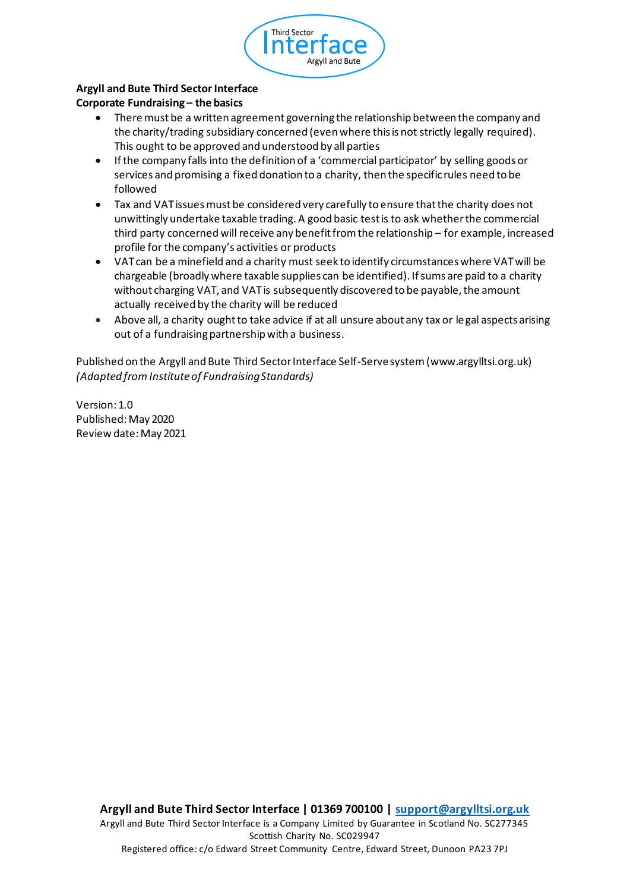**Argyll and Bute Third Sector Interface**
**Corporate Fundraising – the basics**

- There must be a written agreement governing the relationship between the company and the charity/trading subsidiary concerned (even where this is not strictly legally required). This ought to be approved and understood by all parties
- If the company falls into the definition of a 'commercial participator' by selling goods or services and promising a fixed donation to a charity, then the specific rules need to be followed
- Tax and VAT issues must be considered very carefully to ensure that the charity does not unwittingly undertake taxable trading. A good basic test is to ask whether the commercial third party concerned will receive any benefit from the relationship – for example, increased profile for the company's activities or products
- VAT can be a minefield and a charity must seek to identify circumstances where VAT will be chargeable (broadly where taxable supplies can be identified). If sums are paid to a charity without charging VAT, and VAT is subsequently discovered to be payable, the amount actually received by the charity will be reduced
- Above all, a charity ought to take advice if at all unsure about any tax or legal aspects arising out of a fundraising partnership with a business.

Published on the Argyll and Bute Third Sector Interface Self-Serve system (www.argylltsi.org.uk)
*(Adapted from Institute of Fundraising Standards)*

Version: 1.0
Published: May 2020
Review date: May 2021